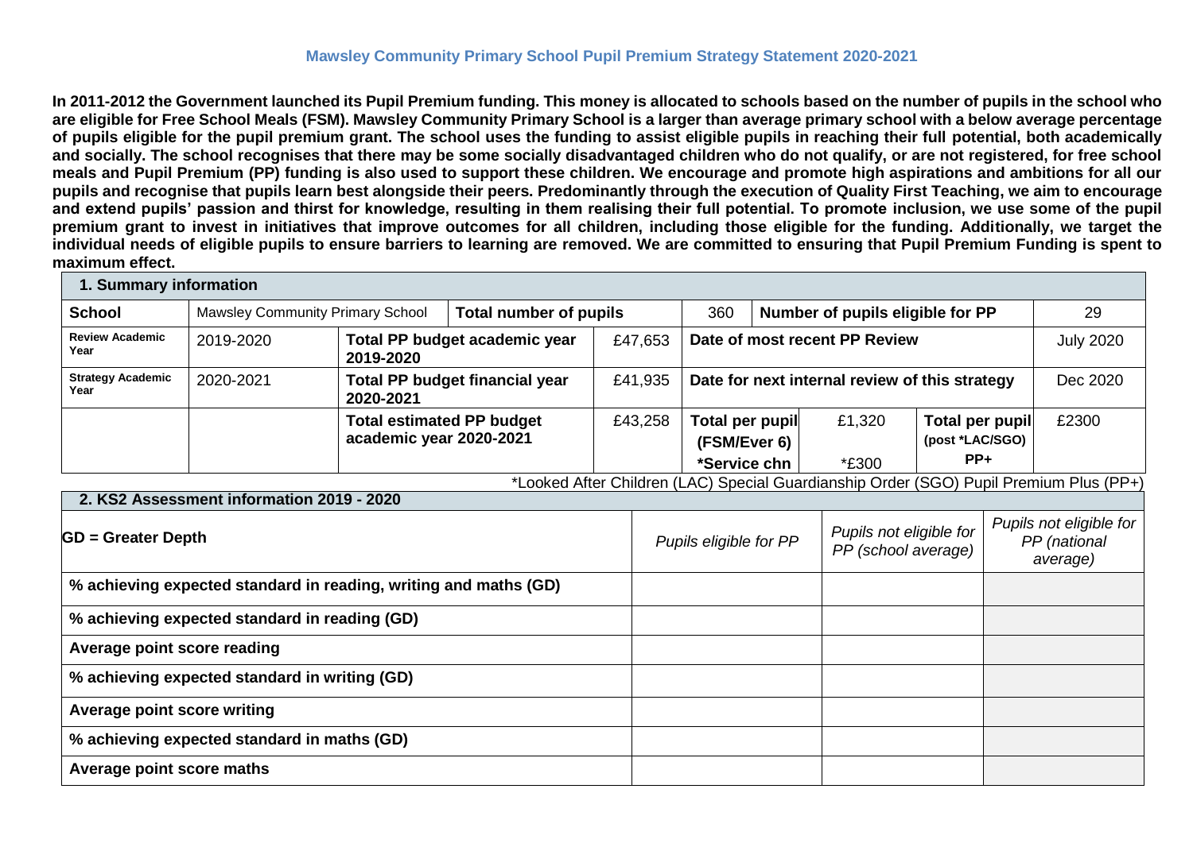# Mawsley Community Primary School Pupil Premium Strategy Statement 2020-2021

**In 2011-2012 the Government launched its Pupil Premium funding. This money is allocated to schools based on the number of pupils in the school who are eligible for Free School Meals (FSM). Mawsley Community Primary School is a larger than average primary school with a below average percentage of pupils eligible for the pupil premium grant. The school uses the funding to assist eligible pupils in reaching their full potential, both academically and socially. The school recognises that there may be some socially disadvantaged children who do not qualify, or are not registered, for free school meals and Pupil Premium (PP) funding is also used to support these children. We encourage and promote high aspirations and ambitions for all our pupils and recognise that pupils learn best alongside their peers. Predominantly through the execution of Quality First Teaching, we aim to encourage and extend pupils' passion and thirst for knowledge, resulting in them realising their full potential. To promote inclusion, we use some of the pupil premium grant to invest in initiatives that improve outcomes for all children, including those eligible for the funding. Additionally, we target the individual needs of eligible pupils to ensure barriers to learning are removed. We are committed to ensuring that Pupil Premium Funding is spent to maximum effect.**

| **1. Summary information** | | | | | | | |
|---|---|---|---|---|---|---|---|
| **School** | Mawsley Community Primary School | **Total number of pupils** | 360 | **Number of pupils eligible for PP** | | | 29 |
| **Review Academic Year** | 2019-2020 | **Total PP budget academic year 2019-2020** | £47,653 | **Date of most recent PP Review** | | | July 2020 |
| **Strategy Academic Year** | 2020-2021 | **Total PP budget financial year 2020-2021** | £41,935 | **Date for next internal review of this strategy** | | | Dec 2020 |
| | | **Total estimated PP budget academic year 2020-2021** | £43,258 | **Total per pupil (FSM/Ever 6) \*Service chn** | £1,320 \*£300 | **Total per pupil (post \*LAC/SGO) PP+** | £2300 |

*Looked After Children (LAC) Special Guardianship Order (SGO) Pupil Premium Plus (PP+)

| **2. KS2 Assessment information 2019 - 2020** | | | |
|---|---|---|---|
| **GD = Greater Depth** | *Pupils eligible for PP* | *Pupils not eligible for PP (school average)* | *Pupils not eligible for PP (national average)* |
| **% achieving expected standard in reading, writing and maths (GD)** | | | |
| **% achieving expected standard in reading (GD)** | | | |
| **Average point score reading** | | | |
| **% achieving expected standard in writing (GD)** | | | |
| **Average point score writing** | | | |
| **% achieving expected standard in maths (GD)** | | | |
| **Average point score maths** | | | |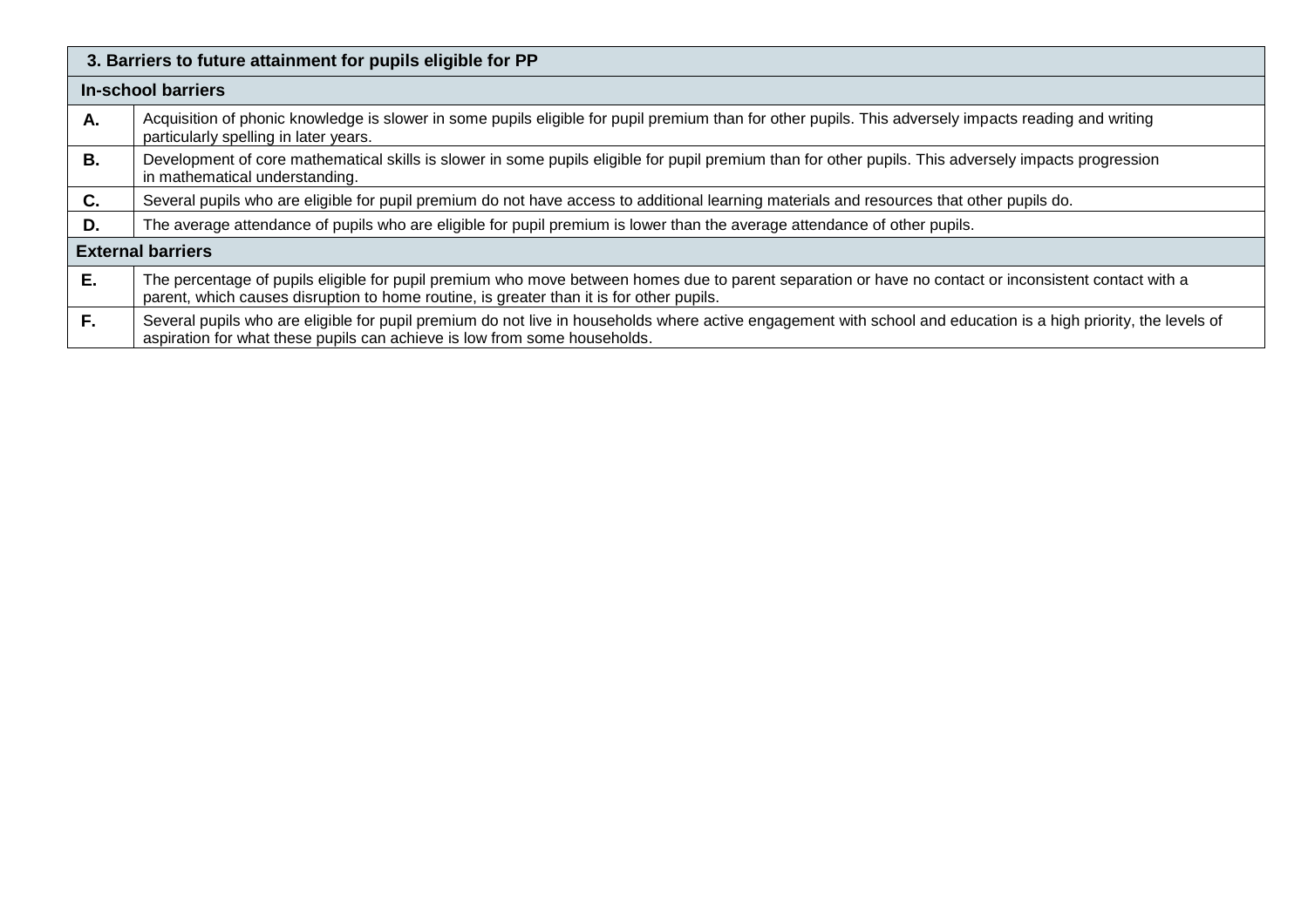| 3. Barriers to future attainment for pupils eligible for PP | |
|---|---|
| **In-school barriers** | |
| **A.** | Acquisition of phonic knowledge is slower in some pupils eligible for pupil premium than for other pupils. This adversely impacts reading and writing particularly spelling in later years. |
| **B.** | Development of core mathematical skills is slower in some pupils eligible for pupil premium than for other pupils. This adversely impacts progression in mathematical understanding. |
| **C.** | Several pupils who are eligible for pupil premium do not have access to additional learning materials and resources that other pupils do. |
| **D.** | The average attendance of pupils who are eligible for pupil premium is lower than the average attendance of other pupils. |
| **External barriers** | |
| **E.** | The percentage of pupils eligible for pupil premium who move between homes due to parent separation or have no contact or inconsistent contact with a parent, which causes disruption to home routine, is greater than it is for other pupils. |
| **F.** | Several pupils who are eligible for pupil premium do not live in households where active engagement with school and education is a high priority, the levels of aspiration for what these pupils can achieve is low from some households. |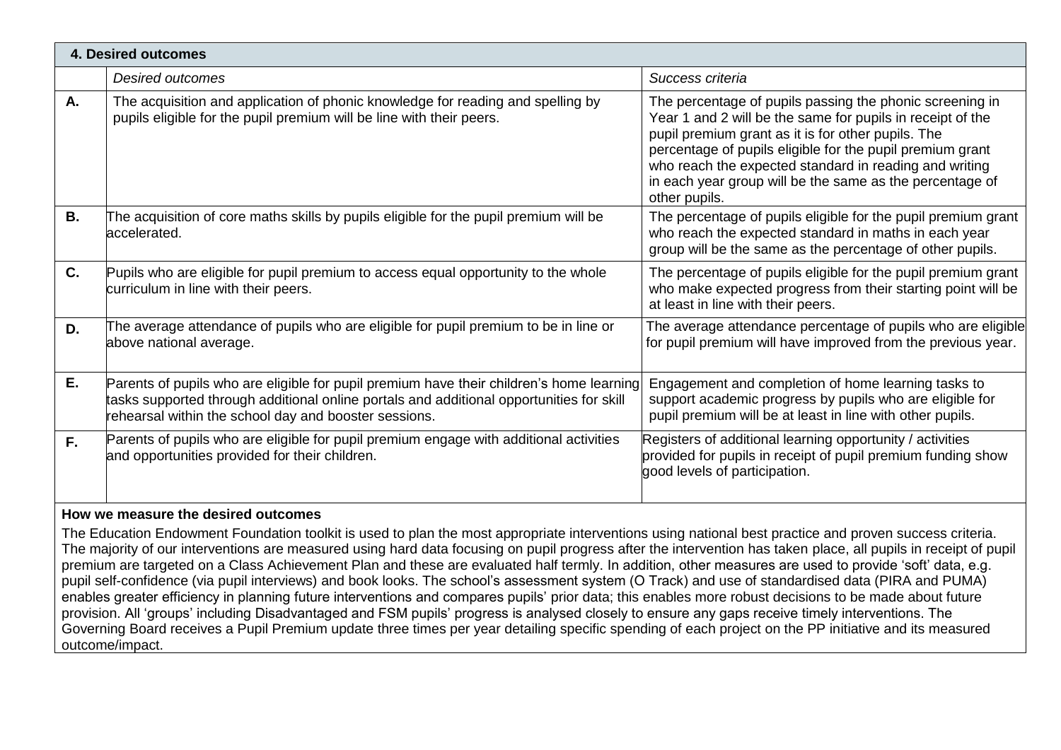## 4. Desired outcomes

| | *Desired outcomes* | *Success criteria* |
|---|---|---|
| **A.** | The acquisition and application of phonic knowledge for reading and spelling by pupils eligible for the pupil premium will be line with their peers. | The percentage of pupils passing the phonic screening in Year 1 and 2 will be the same for pupils in receipt of the pupil premium grant as it is for other pupils. The percentage of pupils eligible for the pupil premium grant who reach the expected standard in reading and writing in each year group will be the same as the percentage of other pupils. |
| **B.** | The acquisition of core maths skills by pupils eligible for the pupil premium will be accelerated. | The percentage of pupils eligible for the pupil premium grant who reach the expected standard in maths in each year group will be the same as the percentage of other pupils. |
| **C.** | Pupils who are eligible for pupil premium to access equal opportunity to the whole curriculum in line with their peers. | The percentage of pupils eligible for the pupil premium grant who make expected progress from their starting point will be at least in line with their peers. |
| **D.** | The average attendance of pupils who are eligible for pupil premium to be in line or above national average. | The average attendance percentage of pupils who are eligible for pupil premium will have improved from the previous year. |
| **E.** | Parents of pupils who are eligible for pupil premium have their children's home learning tasks supported through additional online portals and additional opportunities for skill rehearsal within the school day and booster sessions. | Engagement and completion of home learning tasks to support academic progress by pupils who are eligible for pupil premium will be at least in line with other pupils. |
| **F.** | Parents of pupils who are eligible for pupil premium engage with additional activities and opportunities provided for their children. | Registers of additional learning opportunity / activities provided for pupils in receipt of pupil premium funding show good levels of participation. |

**How we measure the desired outcomes**

The Education Endowment Foundation toolkit is used to plan the most appropriate interventions using national best practice and proven success criteria. The majority of our interventions are measured using hard data focusing on pupil progress after the intervention has taken place, all pupils in receipt of pupil premium are targeted on a Class Achievement Plan and these are evaluated half termly. In addition, other measures are used to provide 'soft' data, e.g. pupil self-confidence (via pupil interviews) and book looks. The school's assessment system (O Track) and use of standardised data (PIRA and PUMA) enables greater efficiency in planning future interventions and compares pupils' prior data; this enables more robust decisions to be made about future provision. All 'groups' including Disadvantaged and FSM pupils' progress is analysed closely to ensure any gaps receive timely interventions. The Governing Board receives a Pupil Premium update three times per year detailing specific spending of each project on the PP initiative and its measured outcome/impact.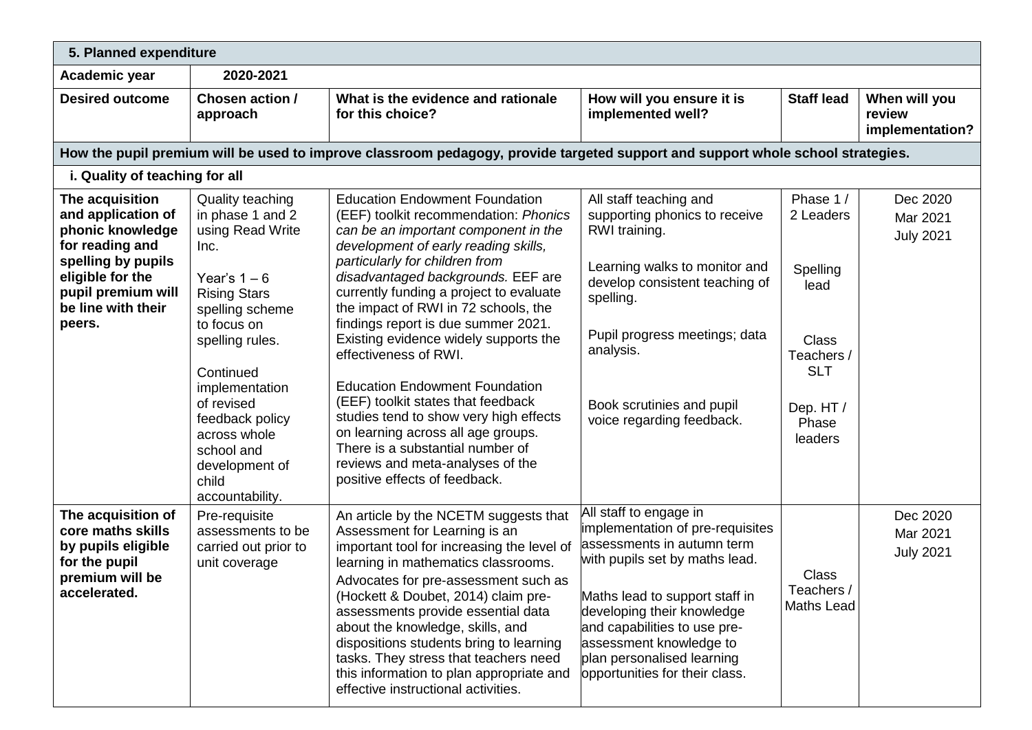| 5. Planned expenditure | | | | | |
|---|---|---|---|---|---|
| **Academic year** | **2020-2021** | | | | |
| **Desired outcome** | **Chosen action / approach** | **What is the evidence and rationale for this choice?** | **How will you ensure it is implemented well?** | **Staff lead** | **When will you review implementation?** |
| **How the pupil premium will be used to improve classroom pedagogy, provide targeted support and support whole school strategies.** | | | | | |
| **i. Quality of teaching for all** | | | | | |
| **The acquisition and application of phonic knowledge for reading and spelling by pupils eligible for the pupil premium will be line with their peers.** | Quality teaching in phase 1 and 2 using Read Write Inc.<br><br>Year's 1 – 6 Rising Stars spelling scheme to focus on spelling rules.<br><br>Continued implementation of revised feedback policy across whole school and development of child accountability. | Education Endowment Foundation (EEF) toolkit recommendation: *Phonics can be an important component in the development of early reading skills, particularly for children from disadvantaged backgrounds.* EEF are currently funding a project to evaluate the impact of RWI in 72 schools, the findings report is due summer 2021. Existing evidence widely supports the effectiveness of RWI.<br><br>Education Endowment Foundation (EEF) toolkit states that feedback studies tend to show very high effects on learning across all age groups. There is a substantial number of reviews and meta-analyses of the positive effects of feedback. | All staff teaching and supporting phonics to receive RWI training.<br><br>Learning walks to monitor and develop consistent teaching of spelling.<br><br>Pupil progress meetings; data analysis.<br><br>Book scrutinies and pupil voice regarding feedback. | Phase 1 / 2 Leaders<br><br>Spelling lead<br><br>Class Teachers / SLT<br><br>Dep. HT / Phase leaders | Dec 2020<br>Mar 2021<br>July 2021 |
| **The acquisition of core maths skills by pupils eligible for the pupil premium will be accelerated.** | Pre-requisite assessments to be carried out prior to unit coverage | An article by the NCETM suggests that Assessment for Learning is an important tool for increasing the level of learning in mathematics classrooms.<br>Advocates for pre-assessment such as (Hockett & Doubet, 2014) claim pre-assessments provide essential data about the knowledge, skills, and dispositions students bring to learning tasks. They stress that teachers need this information to plan appropriate and effective instructional activities. | All staff to engage in implementation of pre-requisites assessments in autumn term with pupils set by maths lead.<br><br>Maths lead to support staff in developing their knowledge and capabilities to use pre-assessment knowledge to plan personalised learning opportunities for their class. | Class Teachers / Maths Lead | Dec 2020<br>Mar 2021<br>July 2021 |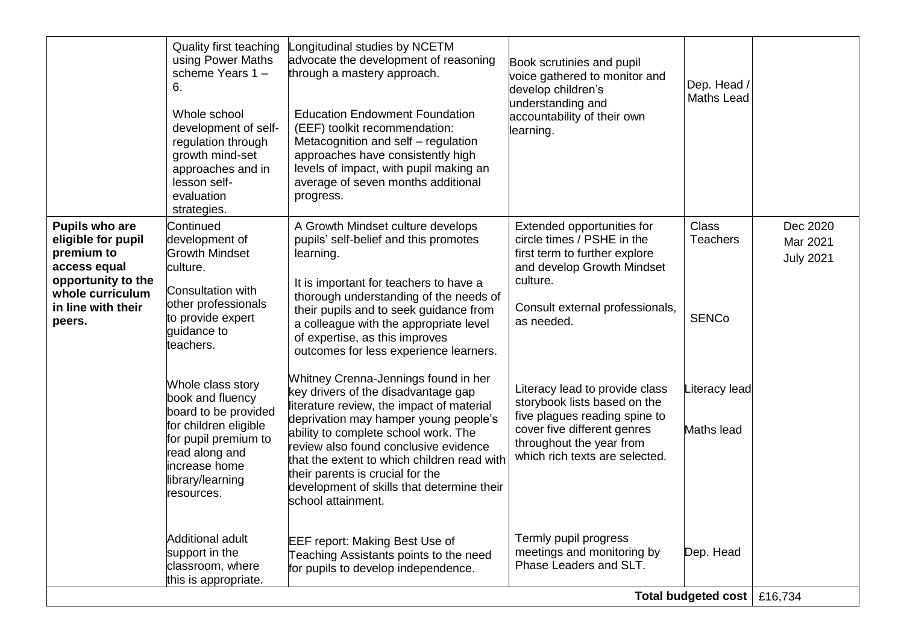| | | | | | |
|---|---|---|---|---|---|
| | Quality first teaching using Power Maths scheme Years 1 – 6.<br><br>Whole school development of self-regulation through growth mind-set approaches and in lesson self-evaluation strategies. | Longitudinal studies by NCETM advocate the development of reasoning through a mastery approach.<br><br>Education Endowment Foundation (EEF) toolkit recommendation: Metacognition and self – regulation approaches have consistently high levels of impact, with pupil making an average of seven months additional progress. | Book scrutinies and pupil voice gathered to monitor and develop children's understanding and accountability of their own learning. | Dep. Head / Maths Lead | |
| **Pupils who are eligible for pupil premium to access equal opportunity to the whole curriculum in line with their peers.** | Continued development of Growth Mindset culture.<br><br>Consultation with other professionals to provide expert guidance to teachers.<br><br>Whole class story book and fluency board to be provided for children eligible for pupil premium to read along and increase home library/learning resources.<br><br>Additional adult support in the classroom, where this is appropriate. | A Growth Mindset culture develops pupils' self-belief and this promotes learning.<br><br>It is important for teachers to have a thorough understanding of the needs of their pupils and to seek guidance from a colleague with the appropriate level of expertise, as this improves outcomes for less experience learners.<br><br>Whitney Crenna-Jennings found in her key drivers of the disadvantage gap literature review, the impact of material deprivation may hamper young people's ability to complete school work. The review also found conclusive evidence that the extent to which children read with their parents is crucial for the development of skills that determine their school attainment.<br><br>EEF report: Making Best Use of Teaching Assistants points to the need for pupils to develop independence. | Extended opportunities for circle times / PSHE in the first term to further explore and develop Growth Mindset culture.<br><br>Consult external professionals, as needed.<br><br>Literacy lead to provide class storybook lists based on the five plagues reading spine to cover five different genres throughout the year from which rich texts are selected.<br><br>Termly pupil progress meetings and monitoring by Phase Leaders and SLT. | Class Teachers<br><br>SENCo<br><br>Literacy lead<br><br>Maths lead<br><br>Dep. Head | Dec 2020<br>Mar 2021<br>July 2021 |
| | | | | **Total budgeted cost** | £16,734 |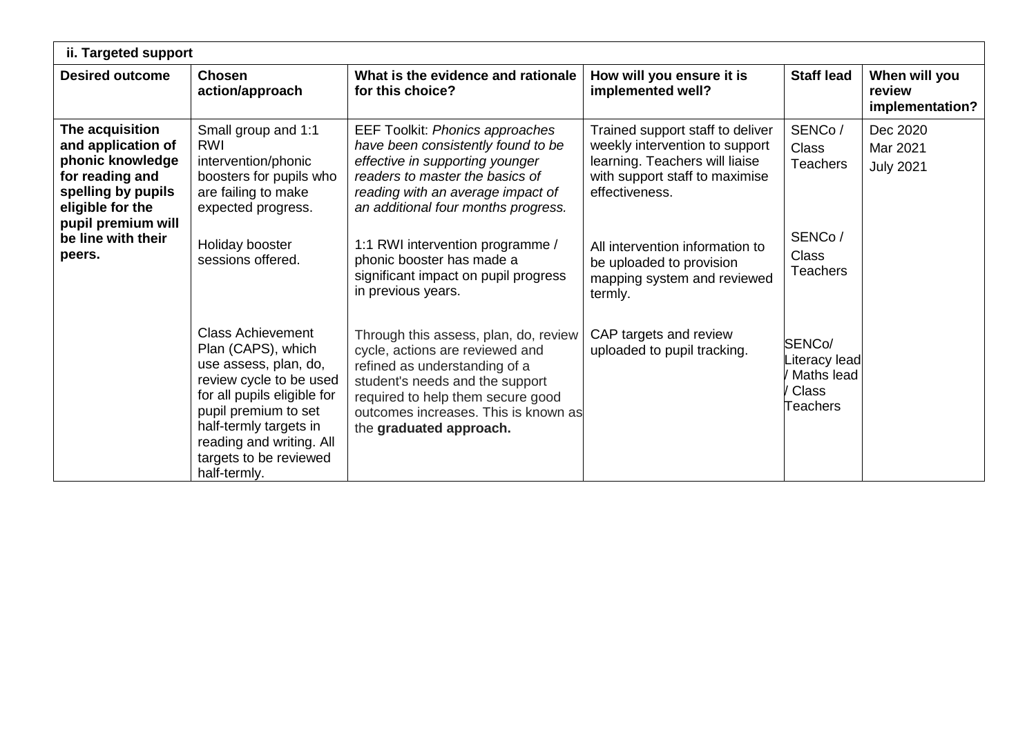| ii. Targeted support | | | | | |
|---|---|---|---|---|---|
| **Desired outcome** | **Chosen action/approach** | **What is the evidence and rationale for this choice?** | **How will you ensure it is implemented well?** | **Staff lead** | **When will you review implementation?** |
| **The acquisition and application of phonic knowledge for reading and spelling by pupils eligible for the pupil premium will be line with their peers.** | Small group and 1:1 RWI intervention/phonic boosters for pupils who are failing to make expected progress. | EEF Toolkit: *Phonics approaches have been consistently found to be effective in supporting younger readers to master the basics of reading with an average impact of an additional four months progress.* | Trained support staff to deliver weekly intervention to support learning. Teachers will liaise with support staff to maximise effectiveness. | SENCo / Class Teachers | Dec 2020<br>Mar 2021<br>July 2021 |
| | Holiday booster sessions offered. | 1:1 RWI intervention programme / phonic booster has made a significant impact on pupil progress in previous years. | All intervention information to be uploaded to provision mapping system and reviewed termly. | SENCo / Class Teachers | |
| | Class Achievement Plan (CAPS), which use assess, plan, do, review cycle to be used for all pupils eligible for pupil premium to set half-termly targets in reading and writing. All targets to be reviewed half-termly. | Through this assess, plan, do, review cycle, actions are reviewed and refined as understanding of a student's needs and the support required to help them secure good outcomes increases. This is known as the **graduated approach.** | CAP targets and review uploaded to pupil tracking. | SENCo/ Literacy lead / Maths lead / Class Teachers | |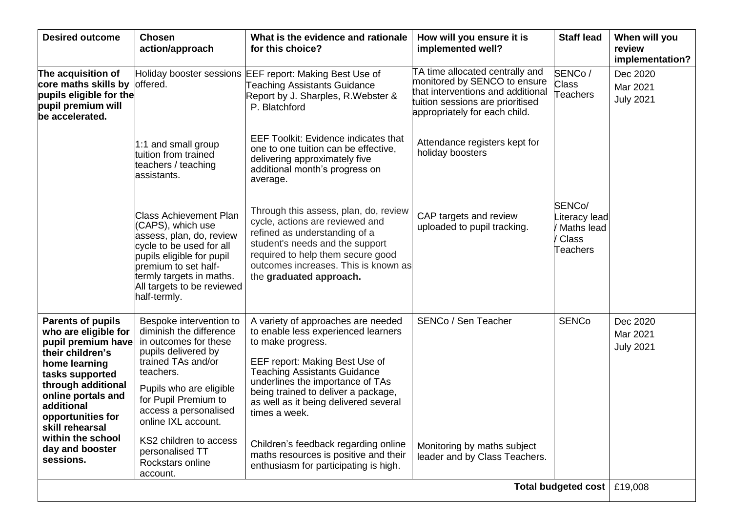| Desired outcome | Chosen action/approach | What is the evidence and rationale for this choice? | How will you ensure it is implemented well? | Staff lead | When will you review implementation? |
|---|---|---|---|---|---|
| **The acquisition of core maths skills by pupils eligible for the pupil premium will be accelerated.** | Holiday booster sessions offered.<br><br>1:1 and small group tuition from trained teachers / teaching assistants.<br><br>Class Achievement Plan (CAPS), which use assess, plan, do, review cycle to be used for all pupils eligible for pupil premium to set half-termly targets in maths. All targets to be reviewed half-termly. | EEF report: Making Best Use of Teaching Assistants Guidance Report by J. Sharples, R.Webster & P. Blatchford<br><br>EEF Toolkit: Evidence indicates that one to one tuition can be effective, delivering approximately five additional month's progress on average.<br><br>Through this assess, plan, do, review cycle, actions are reviewed and refined as understanding of a student's needs and the support required to help them secure good outcomes increases. This is known as the **graduated approach.** | TA time allocated centrally and monitored by SENCO to ensure that interventions and additional tuition sessions are prioritised appropriately for each child.<br><br>Attendance registers kept for holiday boosters<br><br>CAP targets and review uploaded to pupil tracking. | SENCo / Class Teachers<br><br>SENCo/ Literacy lead / Maths lead / Class Teachers | Dec 2020<br>Mar 2021<br>July 2021 |
| **Parents of pupils who are eligible for pupil premium have their children's home learning tasks supported through additional online portals and additional opportunities for skill rehearsal within the school day and booster sessions.** | Bespoke intervention to diminish the difference in outcomes for these pupils delivered by trained TAs and/or teachers.<br><br>Pupils who are eligible for Pupil Premium to access a personalised online IXL account.<br><br>KS2 children to access personalised TT Rockstars online account. | A variety of approaches are needed to enable less experienced learners to make progress.<br><br>EEF report: Making Best Use of Teaching Assistants Guidance underlines the importance of TAs being trained to deliver a package, as well as it being delivered several times a week.<br><br>Children's feedback regarding online maths resources is positive and their enthusiasm for participating is high. | SENCo / Sen Teacher<br><br>Monitoring by maths subject leader and by Class Teachers. | SENCo | Dec 2020<br>Mar 2021<br>July 2021 |
| | | | | **Total budgeted cost** | £19,008 |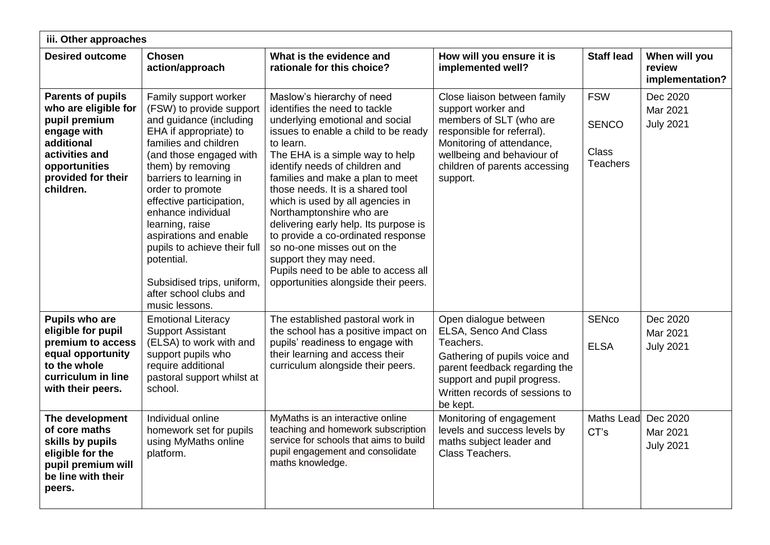| iii. Other approaches | | | | | |
|---|---|---|---|---|---|
| **Desired outcome** | **Chosen action/approach** | **What is the evidence and rationale for this choice?** | **How will you ensure it is implemented well?** | **Staff lead** | **When will you review implementation?** |
| **Parents of pupils who are eligible for pupil premium engage with additional activities and opportunities provided for their children.** | Family support worker (FSW) to provide support and guidance (including EHA if appropriate) to families and children (and those engaged with them) by removing barriers to learning in order to promote effective participation, enhance individual learning, raise aspirations and enable pupils to achieve their full potential.<br><br>Subsidised trips, uniform, after school clubs and music lessons. | Maslow's hierarchy of need identifies the need to tackle underlying emotional and social issues to enable a child to be ready to learn.<br>The EHA is a simple way to help identify needs of children and families and make a plan to meet those needs. It is a shared tool which is used by all agencies in Northamptonshire who are delivering early help. Its purpose is to provide a co-ordinated response so no-one misses out on the support they may need.<br>Pupils need to be able to access all opportunities alongside their peers. | Close liaison between family support worker and members of SLT (who are responsible for referral).<br>Monitoring of attendance, wellbeing and behaviour of children of parents accessing support. | FSW<br><br>SENCO<br><br>Class Teachers | Dec 2020<br>Mar 2021<br>July 2021 |
| **Pupils who are eligible for pupil premium to access equal opportunity to the whole curriculum in line with their peers.** | Emotional Literacy Support Assistant (ELSA) to work with and support pupils who require additional pastoral support whilst at school. | The established pastoral work in the school has a positive impact on pupils' readiness to engage with their learning and access their curriculum alongside their peers. | Open dialogue between ELSA, Senco And Class Teachers.<br>Gathering of pupils voice and parent feedback regarding the support and pupil progress.<br>Written records of sessions to be kept. | SENco<br><br>ELSA | Dec 2020<br>Mar 2021<br>July 2021 |
| **The development of core maths skills by pupils eligible for the pupil premium will be line with their peers.** | Individual online homework set for pupils using MyMaths online platform. | MyMaths is an interactive online teaching and homework subscription service for schools that aims to build pupil engagement and consolidate maths knowledge. | Monitoring of engagement levels and success levels by maths subject leader and Class Teachers. | Maths Lead<br>CT's | Dec 2020<br>Mar 2021<br>July 2021 |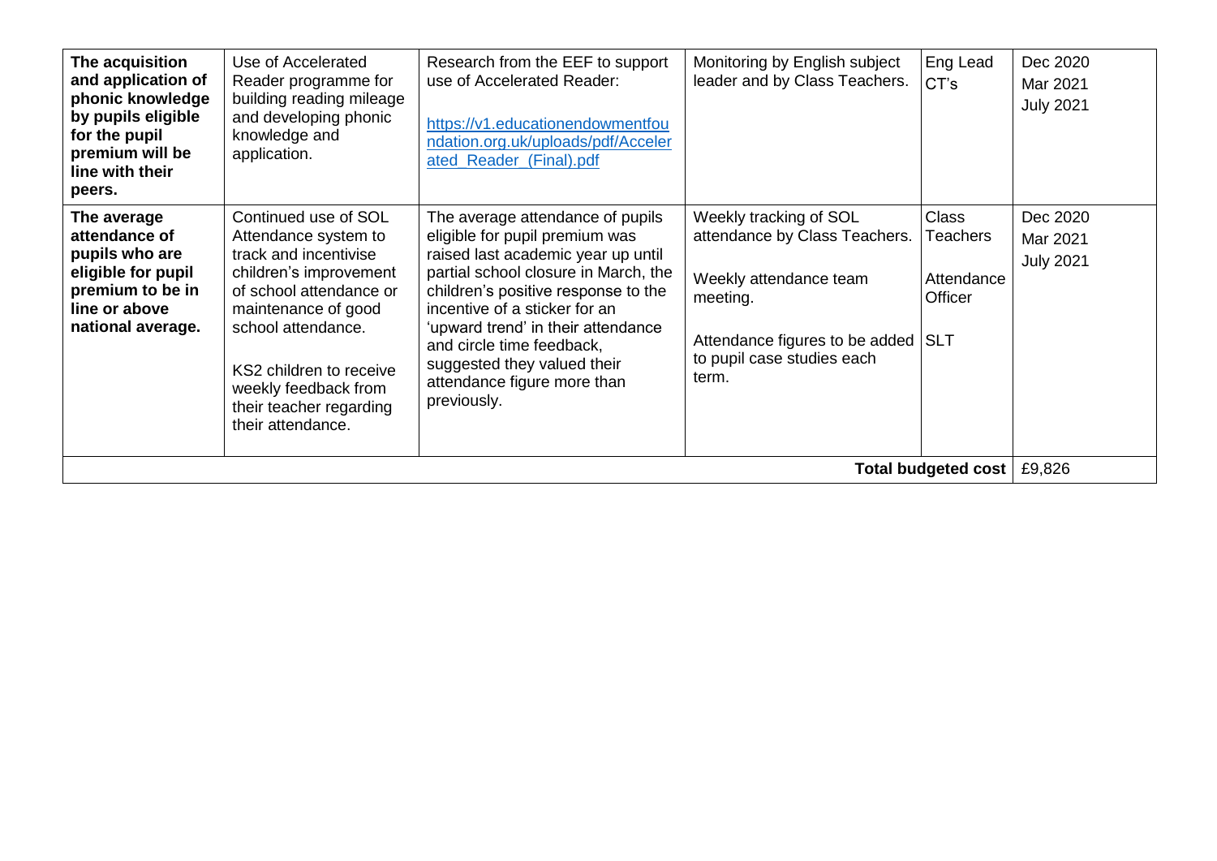| | | | | | |
|---|---|---|---|---|---|
| **The acquisition and application of phonic knowledge by pupils eligible for the pupil premium will be line with their peers.** | Use of Accelerated Reader programme for building reading mileage and developing phonic knowledge and application. | Research from the EEF to support use of Accelerated Reader: [https://v1.educationendowmentfoundation.org.uk/uploads/pdf/Accelerated_Reader_(Final).pdf](https://v1.educationendowmentfoundation.org.uk/uploads/pdf/Accelerated_Reader_(Final).pdf) | Monitoring by English subject leader and by Class Teachers. | Eng Lead<br>CT's | Dec 2020<br>Mar 2021<br>July 2021 |
| **The average attendance of pupils who are eligible for pupil premium to be in line or above national average.** | Continued use of SOL Attendance system to track and incentivise children's improvement of school attendance or maintenance of good school attendance.<br><br>KS2 children to receive weekly feedback from their teacher regarding their attendance. | The average attendance of pupils eligible for pupil premium was raised last academic year up until partial school closure in March, the children's positive response to the incentive of a sticker for an 'upward trend' in their attendance and circle time feedback, suggested they valued their attendance figure more than previously. | Weekly tracking of SOL attendance by Class Teachers.<br><br>Weekly attendance team meeting.<br><br>Attendance figures to be added to pupil case studies each term. | Class Teachers<br><br>Attendance Officer<br><br>SLT | Dec 2020<br>Mar 2021<br>July 2021 |
| | | | | **Total budgeted cost** | £9,826 |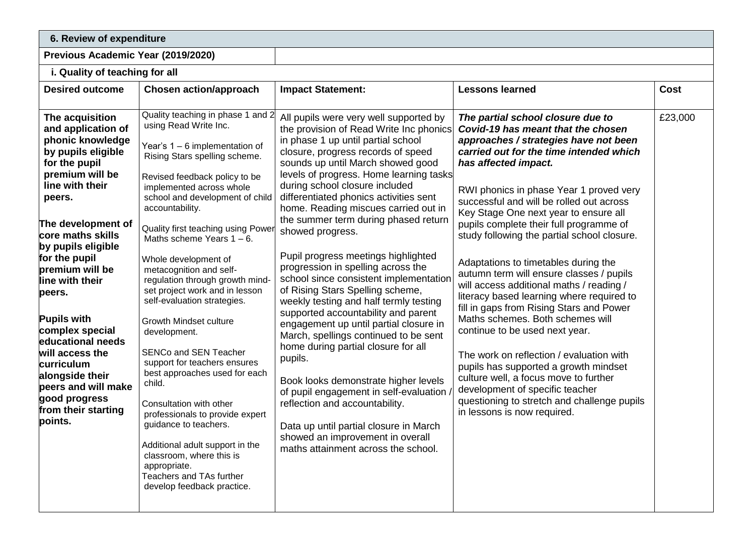| 6. Review of expenditure | | | | |
|---|---|---|---|---|
| **Previous Academic Year (2019/2020)** | | | | |
| **i. Quality of teaching for all** | | | | |
| **Desired outcome** | **Chosen action/approach** | **Impact Statement:** | **Lessons learned** | **Cost** |
| **The acquisition and application of phonic knowledge by pupils eligible for the pupil premium will be line with their peers.**<br><br>**The development of core maths skills by pupils eligible for the pupil premium will be line with their peers.**<br><br>**Pupils with complex special educational needs will access the curriculum alongside their peers and will make good progress from their starting points.** | Quality teaching in phase 1 and 2 using Read Write Inc.<br><br>Year's 1 – 6 implementation of Rising Stars spelling scheme.<br><br>Revised feedback policy to be implemented across whole school and development of child accountability.<br><br>Quality first teaching using Power Maths scheme Years 1 – 6.<br><br>Whole development of metacognition and self-regulation through growth mind-set project work and in lesson self-evaluation strategies.<br><br>Growth Mindset culture development.<br><br>SENCo and SEN Teacher support for teachers ensures best approaches used for each child.<br><br>Consultation with other professionals to provide expert guidance to teachers.<br><br>Additional adult support in the classroom, where this is appropriate.<br>Teachers and TAs further develop feedback practice. | All pupils were very well supported by the provision of Read Write Inc phonics in phase 1 up until partial school closure, progress records of speed sounds up until March showed good levels of progress. Home learning tasks during school closure included differentiated phonics activities sent home. Reading miscues carried out in the summer term during phased return showed progress.<br><br>Pupil progress meetings highlighted progression in spelling across the school since consistent implementation of Rising Stars Spelling scheme, weekly testing and half termly testing supported accountability and parent engagement up until partial closure in March, spellings continued to be sent home during partial closure for all pupils.<br><br>Book looks demonstrate higher levels of pupil engagement in self-evaluation / reflection and accountability.<br><br>Data up until partial closure in March showed an improvement in overall maths attainment across the school. | ***The partial school closure due to Covid-19 has meant that the chosen approaches / strategies have not been carried out for the time intended which has affected impact.***<br><br>RWI phonics in phase Year 1 proved very successful and will be rolled out across Key Stage One next year to ensure all pupils complete their full programme of study following the partial school closure.<br><br>Adaptations to timetables during the autumn term will ensure classes / pupils will access additional maths / reading / literacy based learning where required to fill in gaps from Rising Stars and Power Maths schemes. Both schemes will continue to be used next year.<br><br>The work on reflection / evaluation with pupils has supported a growth mindset culture well, a focus move to further development of specific teacher questioning to stretch and challenge pupils in lessons is now required. | £23,000 |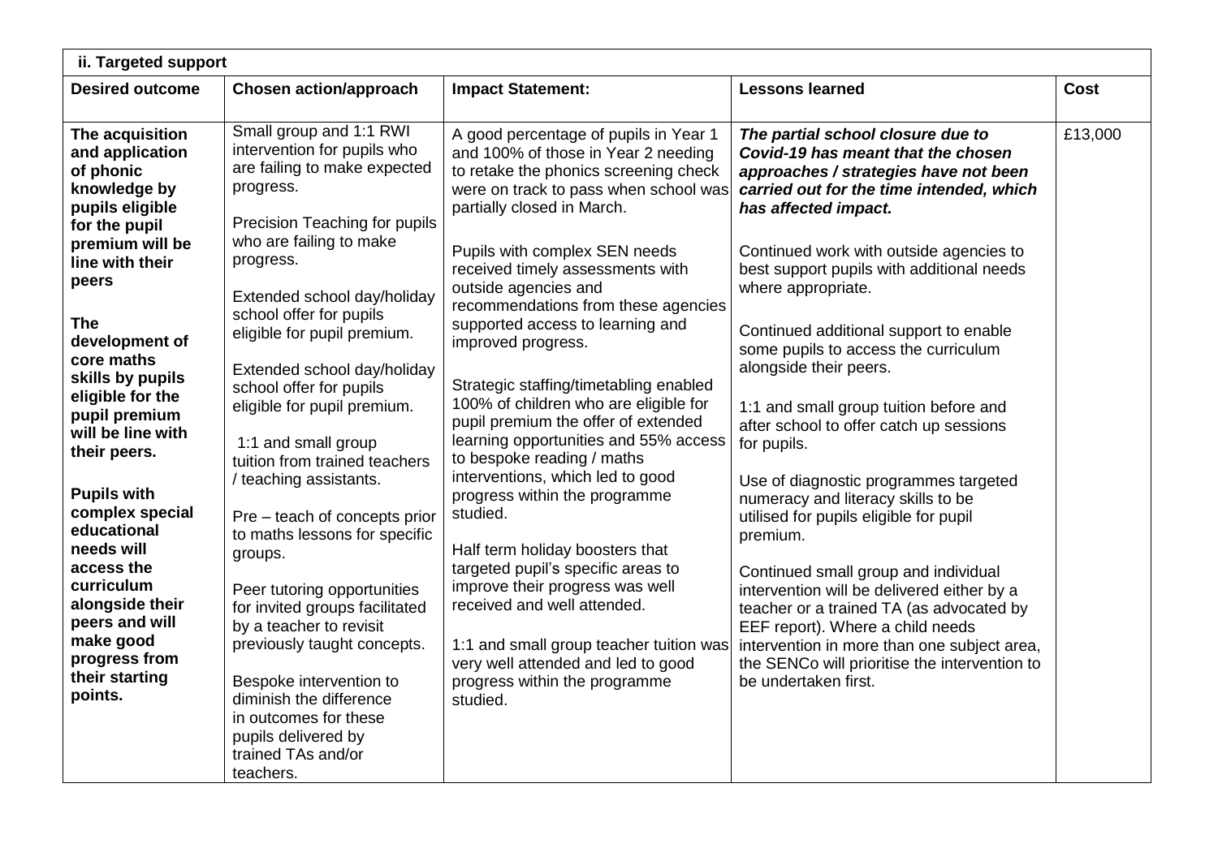| ii. Targeted support | | | | |
|---|---|---|---|---|
| **Desired outcome** | **Chosen action/approach** | **Impact Statement:** | **Lessons learned** | **Cost** |
| **The acquisition and application of phonic knowledge by pupils eligible for the pupil premium will be line with their peers**<br><br>**The development of core maths skills by pupils eligible for the pupil premium will be line with their peers.**<br><br>**Pupils with complex special educational needs will access the curriculum alongside their peers and will make good progress from their starting points.** | Small group and 1:1 RWI intervention for pupils who are failing to make expected progress.<br><br>Precision Teaching for pupils who are failing to make progress.<br><br>Extended school day/holiday school offer for pupils eligible for pupil premium.<br><br>Extended school day/holiday school offer for pupils eligible for pupil premium.<br><br>1:1 and small group tuition from trained teachers / teaching assistants.<br><br>Pre – teach of concepts prior to maths lessons for specific groups.<br><br>Peer tutoring opportunities for invited groups facilitated by a teacher to revisit previously taught concepts.<br><br>Bespoke intervention to diminish the difference in outcomes for these pupils delivered by trained TAs and/or teachers. | A good percentage of pupils in Year 1 and 100% of those in Year 2 needing to retake the phonics screening check were on track to pass when school was partially closed in March.<br><br>Pupils with complex SEN needs received timely assessments with outside agencies and recommendations from these agencies supported access to learning and improved progress.<br><br>Strategic staffing/timetabling enabled 100% of children who are eligible for pupil premium the offer of extended learning opportunities and 55% access to bespoke reading / maths interventions, which led to good progress within the programme studied.<br><br>Half term holiday boosters that targeted pupil's specific areas to improve their progress was well received and well attended.<br><br>1:1 and small group teacher tuition was very well attended and led to good progress within the programme studied. | ***The partial school closure due to Covid-19 has meant that the chosen approaches / strategies have not been carried out for the time intended, which has affected impact.***<br><br>Continued work with outside agencies to best support pupils with additional needs where appropriate.<br><br>Continued additional support to enable some pupils to access the curriculum alongside their peers.<br><br>1:1 and small group tuition before and after school to offer catch up sessions for pupils.<br><br>Use of diagnostic programmes targeted numeracy and literacy skills to be utilised for pupils eligible for pupil premium.<br><br>Continued small group and individual intervention will be delivered either by a teacher or a trained TA (as advocated by EEF report). Where a child needs intervention in more than one subject area, the SENCo will prioritise the intervention to be undertaken first. | £13,000 |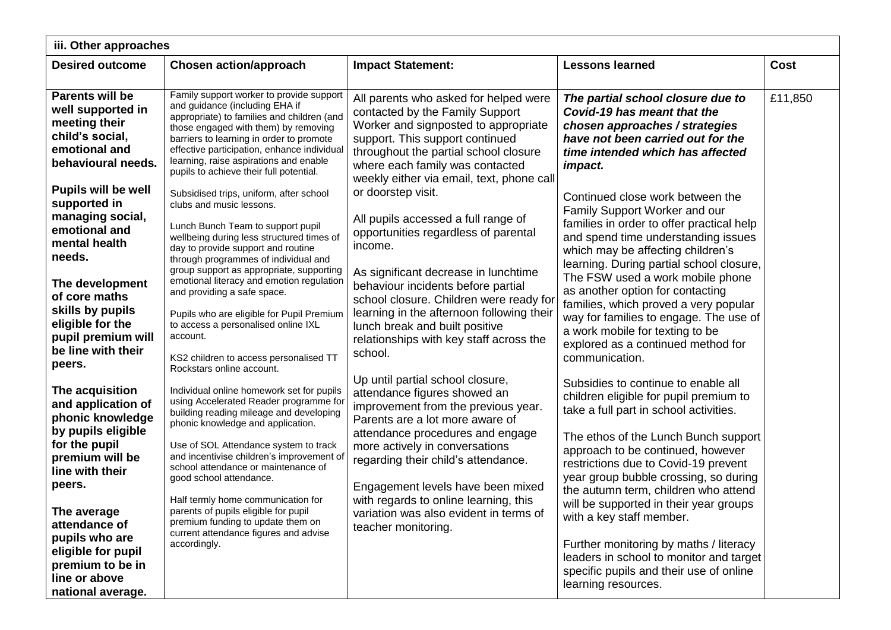| iii. Other approaches | | | | |
|---|---|---|---|---|
| **Desired outcome** | **Chosen action/approach** | **Impact Statement:** | **Lessons learned** | **Cost** |
| **Parents will be well supported in meeting their child's social, emotional and behavioural needs.**<br><br>**Pupils will be well supported in managing social, emotional and mental health needs.**<br><br>**The development of core maths skills by pupils eligible for the pupil premium will be line with their peers.**<br><br>**The acquisition and application of phonic knowledge by pupils eligible for the pupil premium will be line with their peers.**<br><br>**The average attendance of pupils who are eligible for pupil premium to be in line or above national average.** | Family support worker to provide support and guidance (including EHA if appropriate) to families and children (and those engaged with them) by removing barriers to learning in order to promote effective participation, enhance individual learning, raise aspirations and enable pupils to achieve their full potential.<br><br>Subsidised trips, uniform, after school clubs and music lessons.<br><br>Lunch Bunch Team to support pupil wellbeing during less structured times of day to provide support and routine through programmes of individual and group support as appropriate, supporting emotional literacy and emotion regulation and providing a safe space.<br><br>Pupils who are eligible for Pupil Premium to access a personalised online IXL account.<br><br>KS2 children to access personalised TT Rockstars online account.<br><br>Individual online homework set for pupils using Accelerated Reader programme for building reading mileage and developing phonic knowledge and application.<br><br>Use of SOL Attendance system to track and incentivise children's improvement of school attendance or maintenance of good school attendance.<br><br>Half termly home communication for parents of pupils eligible for pupil premium funding to update them on current attendance figures and advise accordingly. | All parents who asked for helped were contacted by the Family Support Worker and signposted to appropriate support. This support continued throughout the partial school closure where each family was contacted weekly either via email, text, phone call or doorstep visit.<br><br>All pupils accessed a full range of opportunities regardless of parental income.<br><br>As significant decrease in lunchtime behaviour incidents before partial school closure. Children were ready for learning in the afternoon following their lunch break and built positive relationships with key staff across the school.<br><br>Up until partial school closure, attendance figures showed an improvement from the previous year. Parents are a lot more aware of attendance procedures and engage more actively in conversations regarding their child's attendance.<br><br>Engagement levels have been mixed with regards to online learning, this variation was also evident in terms of teacher monitoring. | ***The partial school closure due to Covid-19 has meant that the chosen approaches / strategies have not been carried out for the time intended which has affected impact.***<br><br>Continued close work between the Family Support Worker and our families in order to offer practical help and spend time understanding issues which may be affecting children's learning. During partial school closure, The FSW used a work mobile phone as another option for contacting families, which proved a very popular way for families to engage. The use of a work mobile for texting to be explored as a continued method for communication.<br><br>Subsidies to continue to enable all children eligible for pupil premium to take a full part in school activities.<br><br>The ethos of the Lunch Bunch support approach to be continued, however restrictions due to Covid-19 prevent year group bubble crossing, so during the autumn term, children who attend will be supported in their year groups with a key staff member.<br><br>Further monitoring by maths / literacy leaders in school to monitor and target specific pupils and their use of online learning resources. | £11,850 |